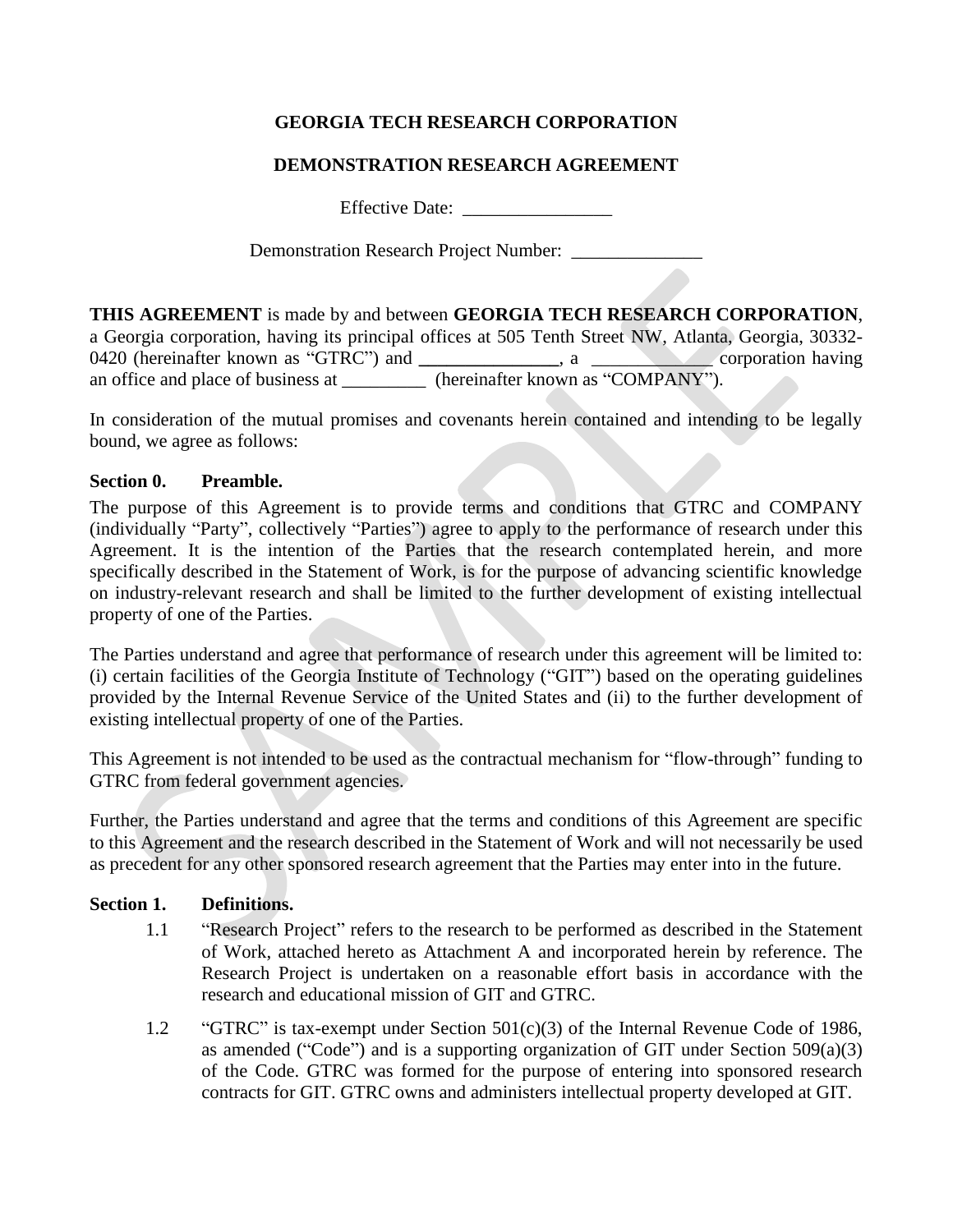# GEORGIA TECH RESEARCH CORPORATION

## DEMONSTRATION RESEARCH AGREEMENT

Effective Date: ________________

Demonstration Research Project Number: ______________

**THIS AGREEMENT** is made by and between **GEORGIA TECH RESEARCH CORPORATION**, a Georgia corporation, having its principal offices at 505 Tenth Street NW, Atlanta, Georgia, 30332-0420 (hereinafter known as "GTRC") and **_______________**, a _____________ corporation having an office and place of business at _________ (hereinafter known as "COMPANY").

In consideration of the mutual promises and covenants herein contained and intending to be legally bound, we agree as follows:

**Section 0. Preamble.**

The purpose of this Agreement is to provide terms and conditions that GTRC and COMPANY (individually "Party", collectively "Parties") agree to apply to the performance of research under this Agreement. It is the intention of the Parties that the research contemplated herein, and more specifically described in the Statement of Work, is for the purpose of advancing scientific knowledge on industry-relevant research and shall be limited to the further development of existing intellectual property of one of the Parties.

The Parties understand and agree that performance of research under this agreement will be limited to: (i) certain facilities of the Georgia Institute of Technology ("GIT") based on the operating guidelines provided by the Internal Revenue Service of the United States and (ii) to the further development of existing intellectual property of one of the Parties.

This Agreement is not intended to be used as the contractual mechanism for "flow-through" funding to GTRC from federal government agencies.

Further, the Parties understand and agree that the terms and conditions of this Agreement are specific to this Agreement and the research described in the Statement of Work and will not necessarily be used as precedent for any other sponsored research agreement that the Parties may enter into in the future.

**Section 1. Definitions.**

1.1 "Research Project" refers to the research to be performed as described in the Statement of Work, attached hereto as Attachment A and incorporated herein by reference. The Research Project is undertaken on a reasonable effort basis in accordance with the research and educational mission of GIT and GTRC.

1.2 "GTRC" is tax-exempt under Section 501(c)(3) of the Internal Revenue Code of 1986, as amended ("Code") and is a supporting organization of GIT under Section 509(a)(3) of the Code. GTRC was formed for the purpose of entering into sponsored research contracts for GIT. GTRC owns and administers intellectual property developed at GIT.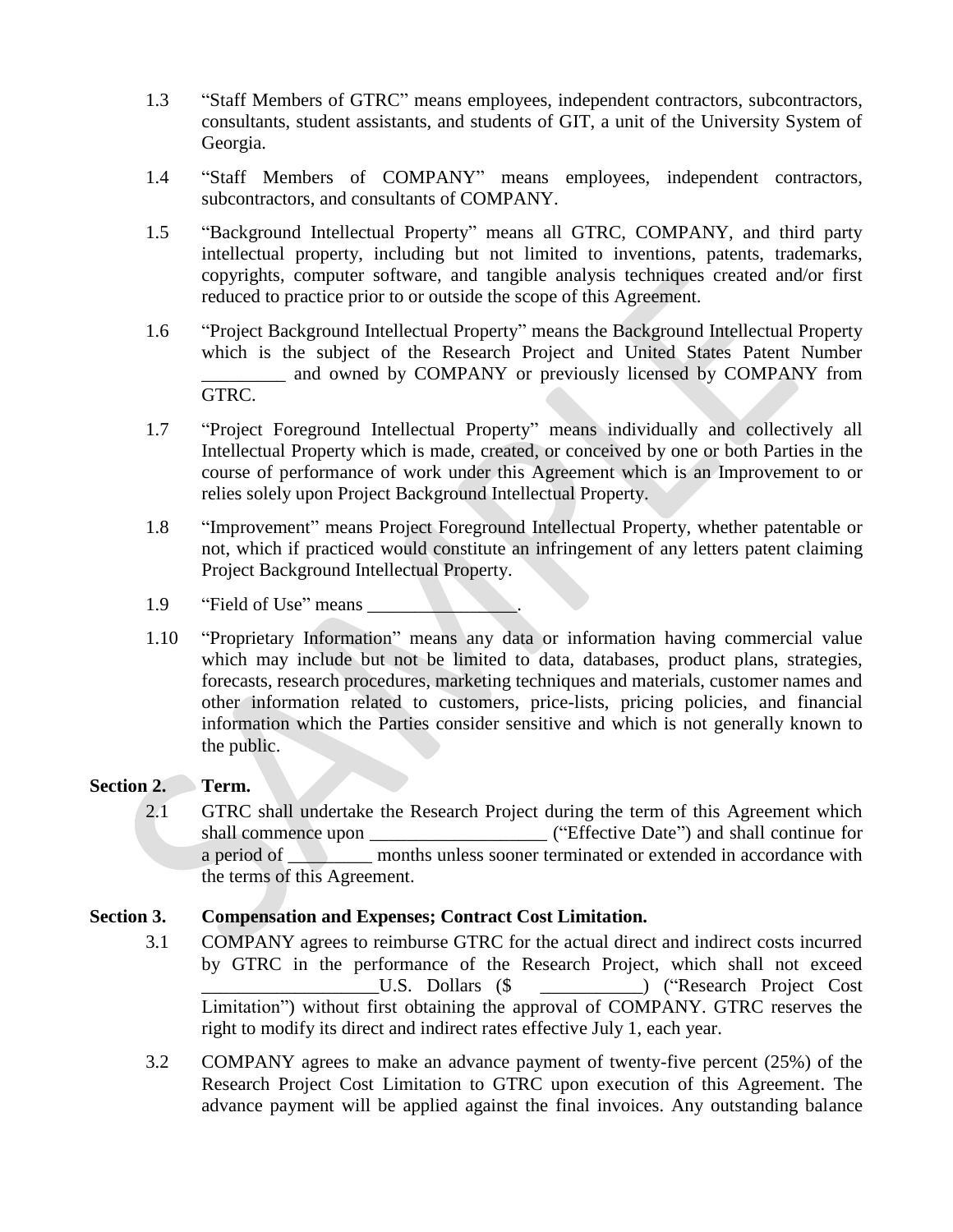1.3 "Staff Members of GTRC" means employees, independent contractors, subcontractors, consultants, student assistants, and students of GIT, a unit of the University System of Georgia.

1.4 "Staff Members of COMPANY" means employees, independent contractors, subcontractors, and consultants of COMPANY.

1.5 "Background Intellectual Property" means all GTRC, COMPANY, and third party intellectual property, including but not limited to inventions, patents, trademarks, copyrights, computer software, and tangible analysis techniques created and/or first reduced to practice prior to or outside the scope of this Agreement.

1.6 "Project Background Intellectual Property" means the Background Intellectual Property which is the subject of the Research Project and United States Patent Number _________ and owned by COMPANY or previously licensed by COMPANY from GTRC.

1.7 "Project Foreground Intellectual Property" means individually and collectively all Intellectual Property which is made, created, or conceived by one or both Parties in the course of performance of work under this Agreement which is an Improvement to or relies solely upon Project Background Intellectual Property.

1.8 "Improvement" means Project Foreground Intellectual Property, whether patentable or not, which if practiced would constitute an infringement of any letters patent claiming Project Background Intellectual Property.

1.9 "Field of Use" means ________________.

1.10 "Proprietary Information" means any data or information having commercial value which may include but not be limited to data, databases, product plans, strategies, forecasts, research procedures, marketing techniques and materials, customer names and other information related to customers, price-lists, pricing policies, and financial information which the Parties consider sensitive and which is not generally known to the public.

**Section 2. Term.**

2.1 GTRC shall undertake the Research Project during the term of this Agreement which shall commence upon __________________ ("Effective Date") and shall continue for a period of _________ months unless sooner terminated or extended in accordance with the terms of this Agreement.

**Section 3. Compensation and Expenses; Contract Cost Limitation.**

3.1 COMPANY agrees to reimburse GTRC for the actual direct and indirect costs incurred by GTRC in the performance of the Research Project, which shall not exceed __________________U.S. Dollars ($ ___________) ("Research Project Cost Limitation") without first obtaining the approval of COMPANY. GTRC reserves the right to modify its direct and indirect rates effective July 1, each year.

3.2 COMPANY agrees to make an advance payment of twenty-five percent (25%) of the Research Project Cost Limitation to GTRC upon execution of this Agreement. The advance payment will be applied against the final invoices. Any outstanding balance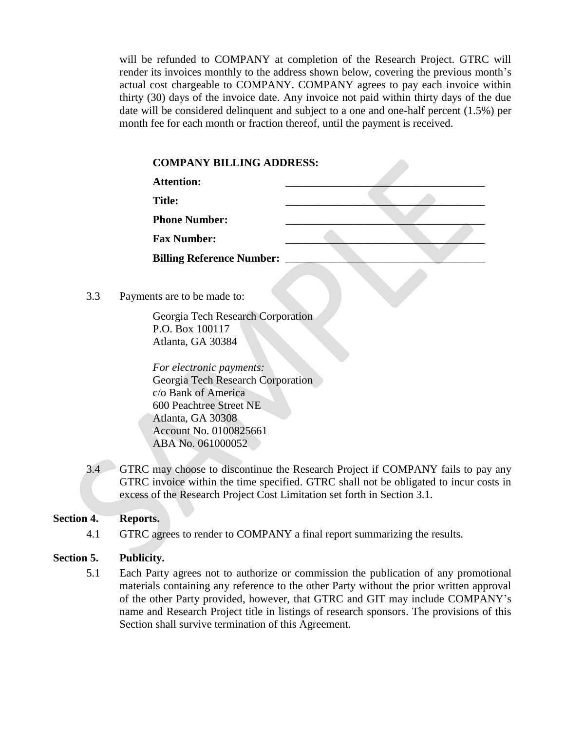will be refunded to COMPANY at completion of the Research Project. GTRC will render its invoices monthly to the address shown below, covering the previous month's actual cost chargeable to COMPANY. COMPANY agrees to pay each invoice within thirty (30) days of the invoice date. Any invoice not paid within thirty days of the due date will be considered delinquent and subject to a one and one-half percent (1.5%) per month fee for each month or fraction thereof, until the payment is received.

**COMPANY BILLING ADDRESS:**

**Attention:** ______________________________________

**Title:** ______________________________________

**Phone Number:** ______________________________________

**Fax Number:** ______________________________________

**Billing Reference Number:** ______________________________________

3.3 Payments are to be made to:

Georgia Tech Research Corporation
P.O. Box 100117
Atlanta, GA 30384

*For electronic payments:*
Georgia Tech Research Corporation
c/o Bank of America
600 Peachtree Street NE
Atlanta, GA 30308
Account No. 0100825661
ABA No. 061000052

3.4 GTRC may choose to discontinue the Research Project if COMPANY fails to pay any GTRC invoice within the time specified. GTRC shall not be obligated to incur costs in excess of the Research Project Cost Limitation set forth in Section 3.1.

**Section 4. Reports.**

4.1 GTRC agrees to render to COMPANY a final report summarizing the results.

**Section 5. Publicity.**

5.1 Each Party agrees not to authorize or commission the publication of any promotional materials containing any reference to the other Party without the prior written approval of the other Party provided, however, that GTRC and GIT may include COMPANY's name and Research Project title in listings of research sponsors. The provisions of this Section shall survive termination of this Agreement.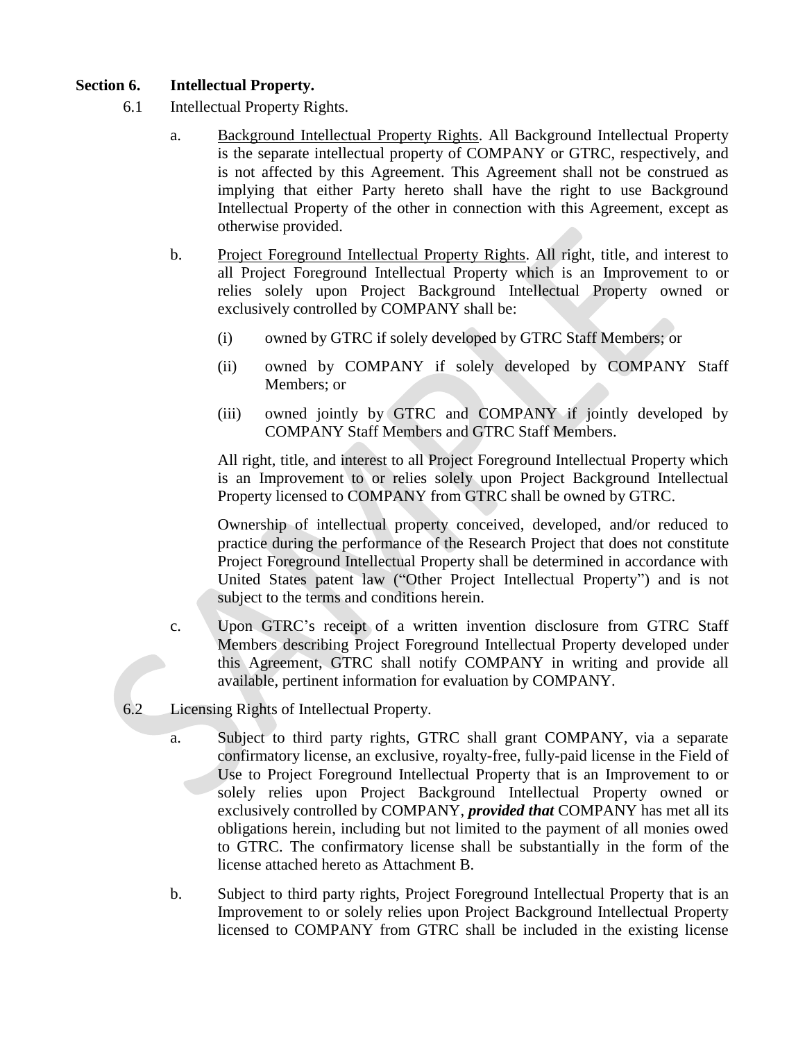**Section 6. Intellectual Property.**

6.1 Intellectual Property Rights.

a. Background Intellectual Property Rights. All Background Intellectual Property is the separate intellectual property of COMPANY or GTRC, respectively, and is not affected by this Agreement. This Agreement shall not be construed as implying that either Party hereto shall have the right to use Background Intellectual Property of the other in connection with this Agreement, except as otherwise provided.

b. Project Foreground Intellectual Property Rights. All right, title, and interest to all Project Foreground Intellectual Property which is an Improvement to or relies solely upon Project Background Intellectual Property owned or exclusively controlled by COMPANY shall be:

(i) owned by GTRC if solely developed by GTRC Staff Members; or

(ii) owned by COMPANY if solely developed by COMPANY Staff Members; or

(iii) owned jointly by GTRC and COMPANY if jointly developed by COMPANY Staff Members and GTRC Staff Members.

All right, title, and interest to all Project Foreground Intellectual Property which is an Improvement to or relies solely upon Project Background Intellectual Property licensed to COMPANY from GTRC shall be owned by GTRC.

Ownership of intellectual property conceived, developed, and/or reduced to practice during the performance of the Research Project that does not constitute Project Foreground Intellectual Property shall be determined in accordance with United States patent law ("Other Project Intellectual Property") and is not subject to the terms and conditions herein.

c. Upon GTRC's receipt of a written invention disclosure from GTRC Staff Members describing Project Foreground Intellectual Property developed under this Agreement, GTRC shall notify COMPANY in writing and provide all available, pertinent information for evaluation by COMPANY.

6.2 Licensing Rights of Intellectual Property.

a. Subject to third party rights, GTRC shall grant COMPANY, via a separate confirmatory license, an exclusive, royalty-free, fully-paid license in the Field of Use to Project Foreground Intellectual Property that is an Improvement to or solely relies upon Project Background Intellectual Property owned or exclusively controlled by COMPANY, ***provided that*** COMPANY has met all its obligations herein, including but not limited to the payment of all monies owed to GTRC. The confirmatory license shall be substantially in the form of the license attached hereto as Attachment B.

b. Subject to third party rights, Project Foreground Intellectual Property that is an Improvement to or solely relies upon Project Background Intellectual Property licensed to COMPANY from GTRC shall be included in the existing license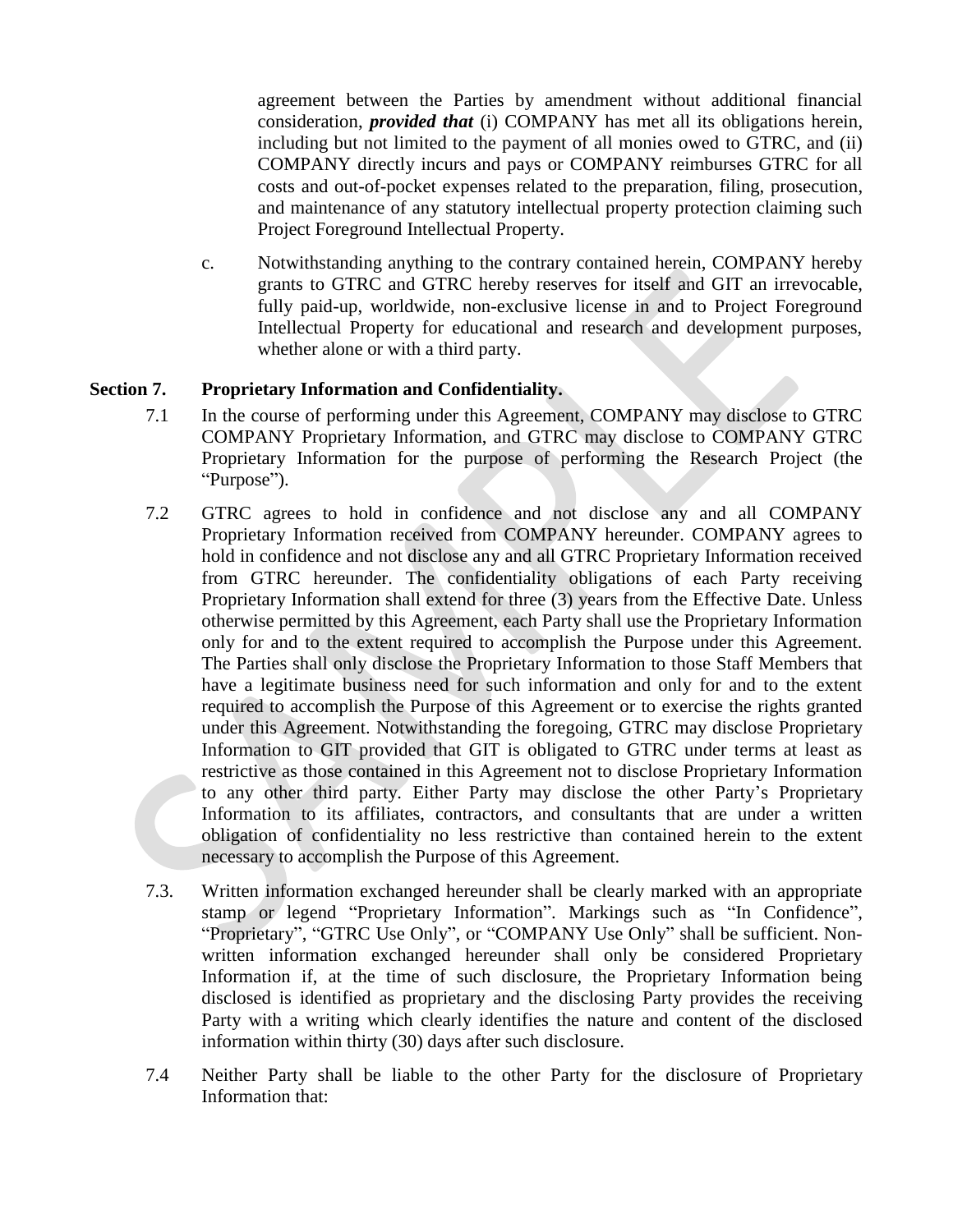agreement between the Parties by amendment without additional financial consideration, ***provided that*** (i) COMPANY has met all its obligations herein, including but not limited to the payment of all monies owed to GTRC, and (ii) COMPANY directly incurs and pays or COMPANY reimburses GTRC for all costs and out-of-pocket expenses related to the preparation, filing, prosecution, and maintenance of any statutory intellectual property protection claiming such Project Foreground Intellectual Property.

c. Notwithstanding anything to the contrary contained herein, COMPANY hereby grants to GTRC and GTRC hereby reserves for itself and GIT an irrevocable, fully paid-up, worldwide, non-exclusive license in and to Project Foreground Intellectual Property for educational and research and development purposes, whether alone or with a third party.

**Section 7. Proprietary Information and Confidentiality.**

7.1 In the course of performing under this Agreement, COMPANY may disclose to GTRC COMPANY Proprietary Information, and GTRC may disclose to COMPANY GTRC Proprietary Information for the purpose of performing the Research Project (the "Purpose").

7.2 GTRC agrees to hold in confidence and not disclose any and all COMPANY Proprietary Information received from COMPANY hereunder. COMPANY agrees to hold in confidence and not disclose any and all GTRC Proprietary Information received from GTRC hereunder. The confidentiality obligations of each Party receiving Proprietary Information shall extend for three (3) years from the Effective Date. Unless otherwise permitted by this Agreement, each Party shall use the Proprietary Information only for and to the extent required to accomplish the Purpose under this Agreement. The Parties shall only disclose the Proprietary Information to those Staff Members that have a legitimate business need for such information and only for and to the extent required to accomplish the Purpose of this Agreement or to exercise the rights granted under this Agreement. Notwithstanding the foregoing, GTRC may disclose Proprietary Information to GIT provided that GIT is obligated to GTRC under terms at least as restrictive as those contained in this Agreement not to disclose Proprietary Information to any other third party. Either Party may disclose the other Party's Proprietary Information to its affiliates, contractors, and consultants that are under a written obligation of confidentiality no less restrictive than contained herein to the extent necessary to accomplish the Purpose of this Agreement.

7.3. Written information exchanged hereunder shall be clearly marked with an appropriate stamp or legend "Proprietary Information". Markings such as "In Confidence", "Proprietary", "GTRC Use Only", or "COMPANY Use Only" shall be sufficient. Non-written information exchanged hereunder shall only be considered Proprietary Information if, at the time of such disclosure, the Proprietary Information being disclosed is identified as proprietary and the disclosing Party provides the receiving Party with a writing which clearly identifies the nature and content of the disclosed information within thirty (30) days after such disclosure.

7.4 Neither Party shall be liable to the other Party for the disclosure of Proprietary Information that: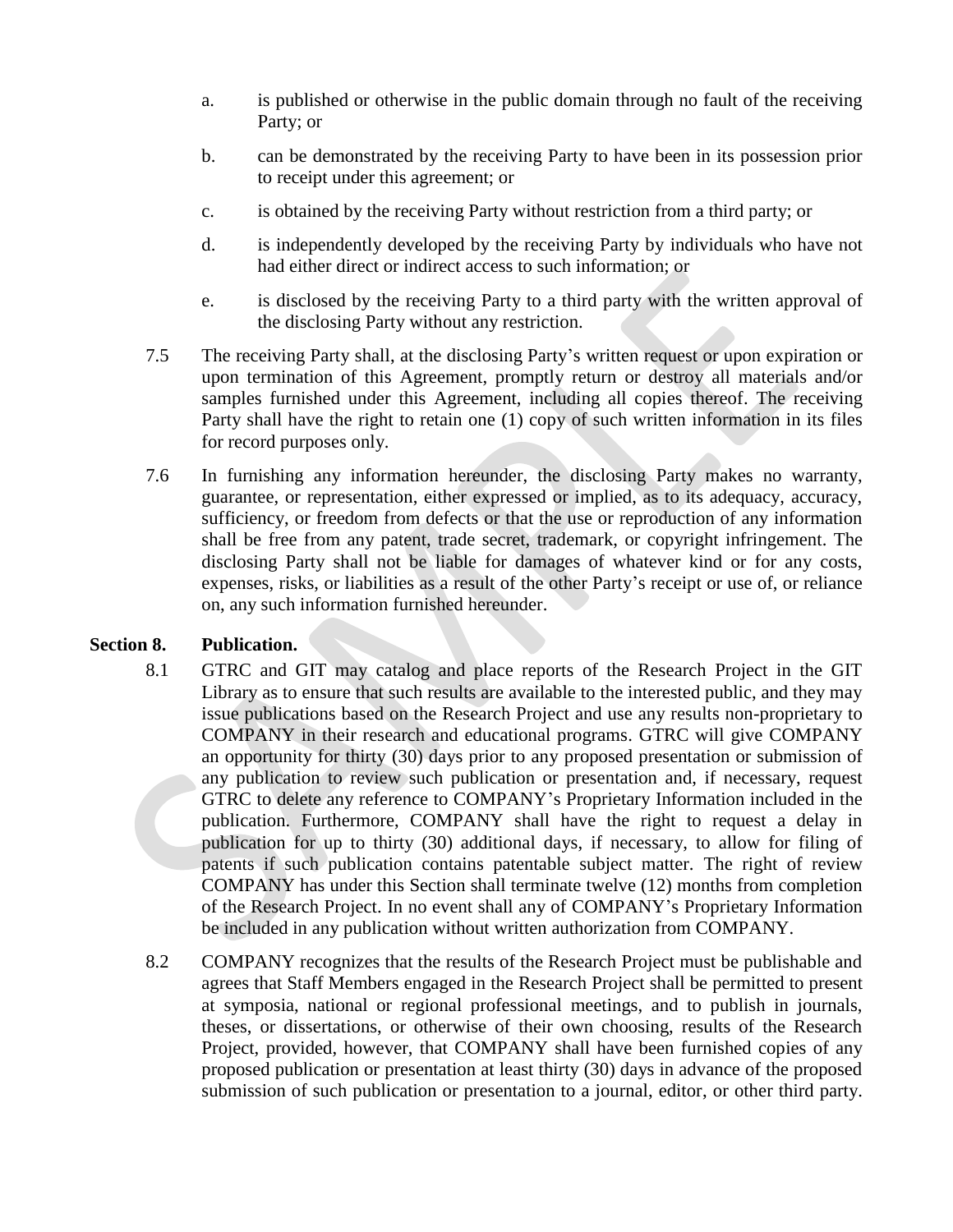a. is published or otherwise in the public domain through no fault of the receiving Party; or

b. can be demonstrated by the receiving Party to have been in its possession prior to receipt under this agreement; or

c. is obtained by the receiving Party without restriction from a third party; or

d. is independently developed by the receiving Party by individuals who have not had either direct or indirect access to such information; or

e. is disclosed by the receiving Party to a third party with the written approval of the disclosing Party without any restriction.

7.5 The receiving Party shall, at the disclosing Party's written request or upon expiration or upon termination of this Agreement, promptly return or destroy all materials and/or samples furnished under this Agreement, including all copies thereof. The receiving Party shall have the right to retain one (1) copy of such written information in its files for record purposes only.

7.6 In furnishing any information hereunder, the disclosing Party makes no warranty, guarantee, or representation, either expressed or implied, as to its adequacy, accuracy, sufficiency, or freedom from defects or that the use or reproduction of any information shall be free from any patent, trade secret, trademark, or copyright infringement. The disclosing Party shall not be liable for damages of whatever kind or for any costs, expenses, risks, or liabilities as a result of the other Party's receipt or use of, or reliance on, any such information furnished hereunder.

**Section 8. Publication.**

8.1 GTRC and GIT may catalog and place reports of the Research Project in the GIT Library as to ensure that such results are available to the interested public, and they may issue publications based on the Research Project and use any results non-proprietary to COMPANY in their research and educational programs. GTRC will give COMPANY an opportunity for thirty (30) days prior to any proposed presentation or submission of any publication to review such publication or presentation and, if necessary, request GTRC to delete any reference to COMPANY's Proprietary Information included in the publication. Furthermore, COMPANY shall have the right to request a delay in publication for up to thirty (30) additional days, if necessary, to allow for filing of patents if such publication contains patentable subject matter. The right of review COMPANY has under this Section shall terminate twelve (12) months from completion of the Research Project. In no event shall any of COMPANY's Proprietary Information be included in any publication without written authorization from COMPANY.

8.2 COMPANY recognizes that the results of the Research Project must be publishable and agrees that Staff Members engaged in the Research Project shall be permitted to present at symposia, national or regional professional meetings, and to publish in journals, theses, or dissertations, or otherwise of their own choosing, results of the Research Project, provided, however, that COMPANY shall have been furnished copies of any proposed publication or presentation at least thirty (30) days in advance of the proposed submission of such publication or presentation to a journal, editor, or other third party.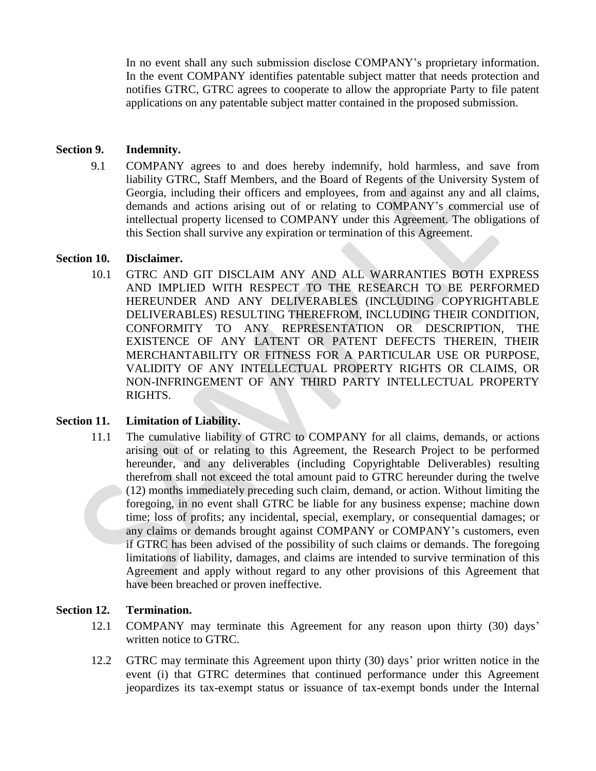In no event shall any such submission disclose COMPANY's proprietary information. In the event COMPANY identifies patentable subject matter that needs protection and notifies GTRC, GTRC agrees to cooperate to allow the appropriate Party to file patent applications on any patentable subject matter contained in the proposed submission.

## Section 9. Indemnity.

9.1 COMPANY agrees to and does hereby indemnify, hold harmless, and save from liability GTRC, Staff Members, and the Board of Regents of the University System of Georgia, including their officers and employees, from and against any and all claims, demands and actions arising out of or relating to COMPANY's commercial use of intellectual property licensed to COMPANY under this Agreement. The obligations of this Section shall survive any expiration or termination of this Agreement.

## Section 10. Disclaimer.

10.1 GTRC AND GIT DISCLAIM ANY AND ALL WARRANTIES BOTH EXPRESS AND IMPLIED WITH RESPECT TO THE RESEARCH TO BE PERFORMED HEREUNDER AND ANY DELIVERABLES (INCLUDING COPYRIGHTABLE DELIVERABLES) RESULTING THEREFROM, INCLUDING THEIR CONDITION, CONFORMITY TO ANY REPRESENTATION OR DESCRIPTION, THE EXISTENCE OF ANY LATENT OR PATENT DEFECTS THEREIN, THEIR MERCHANTABILITY OR FITNESS FOR A PARTICULAR USE OR PURPOSE, VALIDITY OF ANY INTELLECTUAL PROPERTY RIGHTS OR CLAIMS, OR NON-INFRINGEMENT OF ANY THIRD PARTY INTELLECTUAL PROPERTY RIGHTS.

## Section 11. Limitation of Liability.

11.1 The cumulative liability of GTRC to COMPANY for all claims, demands, or actions arising out of or relating to this Agreement, the Research Project to be performed hereunder, and any deliverables (including Copyrightable Deliverables) resulting therefrom shall not exceed the total amount paid to GTRC hereunder during the twelve (12) months immediately preceding such claim, demand, or action. Without limiting the foregoing, in no event shall GTRC be liable for any business expense; machine down time; loss of profits; any incidental, special, exemplary, or consequential damages; or any claims or demands brought against COMPANY or COMPANY's customers, even if GTRC has been advised of the possibility of such claims or demands. The foregoing limitations of liability, damages, and claims are intended to survive termination of this Agreement and apply without regard to any other provisions of this Agreement that have been breached or proven ineffective.

## Section 12. Termination.

12.1 COMPANY may terminate this Agreement for any reason upon thirty (30) days' written notice to GTRC.

12.2 GTRC may terminate this Agreement upon thirty (30) days' prior written notice in the event (i) that GTRC determines that continued performance under this Agreement jeopardizes its tax-exempt status or issuance of tax-exempt bonds under the Internal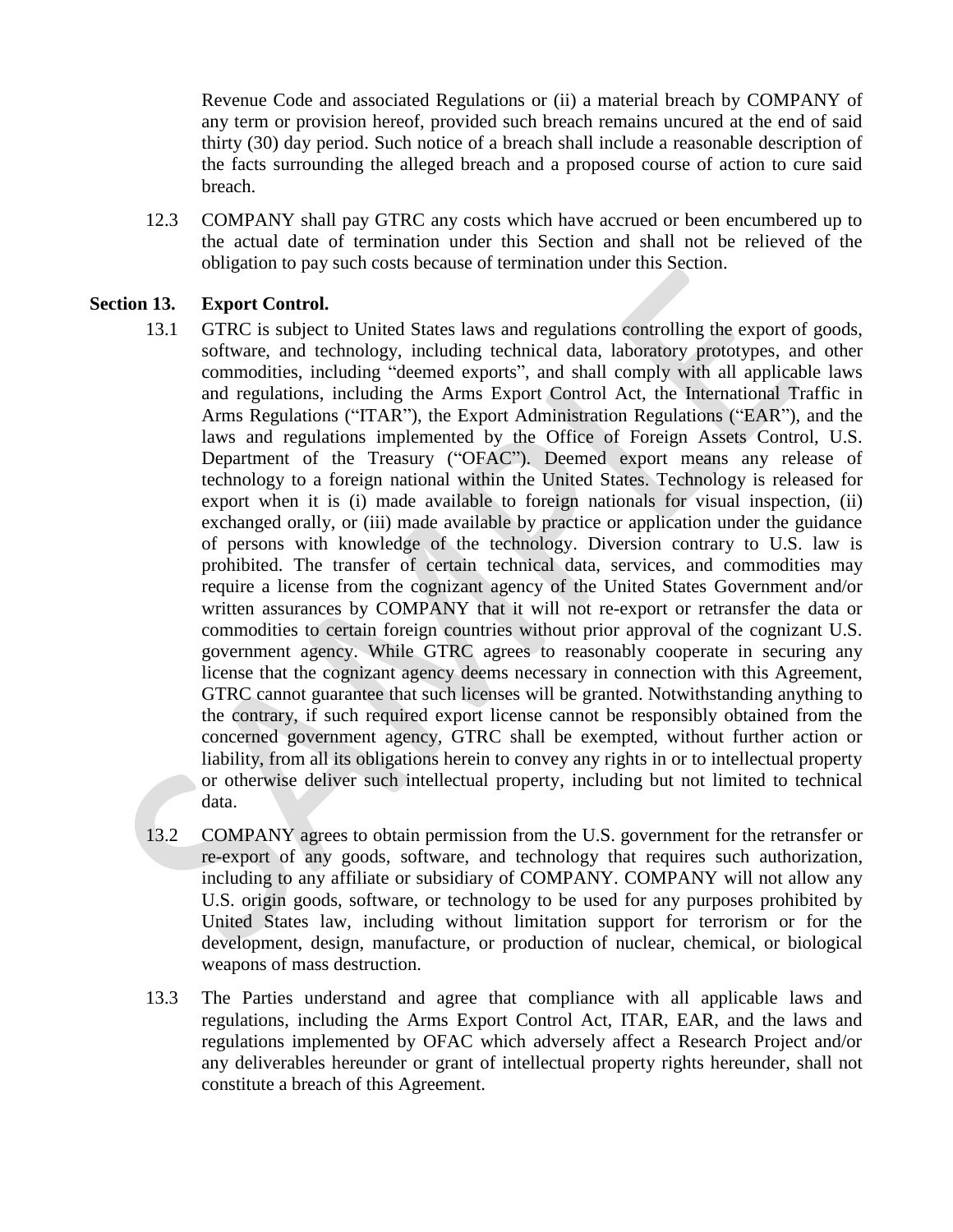Revenue Code and associated Regulations or (ii) a material breach by COMPANY of any term or provision hereof, provided such breach remains uncured at the end of said thirty (30) day period. Such notice of a breach shall include a reasonable description of the facts surrounding the alleged breach and a proposed course of action to cure said breach.

12.3 COMPANY shall pay GTRC any costs which have accrued or been encumbered up to the actual date of termination under this Section and shall not be relieved of the obligation to pay such costs because of termination under this Section.

**Section 13. Export Control.**

13.1 GTRC is subject to United States laws and regulations controlling the export of goods, software, and technology, including technical data, laboratory prototypes, and other commodities, including "deemed exports", and shall comply with all applicable laws and regulations, including the Arms Export Control Act, the International Traffic in Arms Regulations ("ITAR"), the Export Administration Regulations ("EAR"), and the laws and regulations implemented by the Office of Foreign Assets Control, U.S. Department of the Treasury ("OFAC"). Deemed export means any release of technology to a foreign national within the United States. Technology is released for export when it is (i) made available to foreign nationals for visual inspection, (ii) exchanged orally, or (iii) made available by practice or application under the guidance of persons with knowledge of the technology. Diversion contrary to U.S. law is prohibited. The transfer of certain technical data, services, and commodities may require a license from the cognizant agency of the United States Government and/or written assurances by COMPANY that it will not re-export or retransfer the data or commodities to certain foreign countries without prior approval of the cognizant U.S. government agency. While GTRC agrees to reasonably cooperate in securing any license that the cognizant agency deems necessary in connection with this Agreement, GTRC cannot guarantee that such licenses will be granted. Notwithstanding anything to the contrary, if such required export license cannot be responsibly obtained from the concerned government agency, GTRC shall be exempted, without further action or liability, from all its obligations herein to convey any rights in or to intellectual property or otherwise deliver such intellectual property, including but not limited to technical data.

13.2 COMPANY agrees to obtain permission from the U.S. government for the retransfer or re-export of any goods, software, and technology that requires such authorization, including to any affiliate or subsidiary of COMPANY. COMPANY will not allow any U.S. origin goods, software, or technology to be used for any purposes prohibited by United States law, including without limitation support for terrorism or for the development, design, manufacture, or production of nuclear, chemical, or biological weapons of mass destruction.

13.3 The Parties understand and agree that compliance with all applicable laws and regulations, including the Arms Export Control Act, ITAR, EAR, and the laws and regulations implemented by OFAC which adversely affect a Research Project and/or any deliverables hereunder or grant of intellectual property rights hereunder, shall not constitute a breach of this Agreement.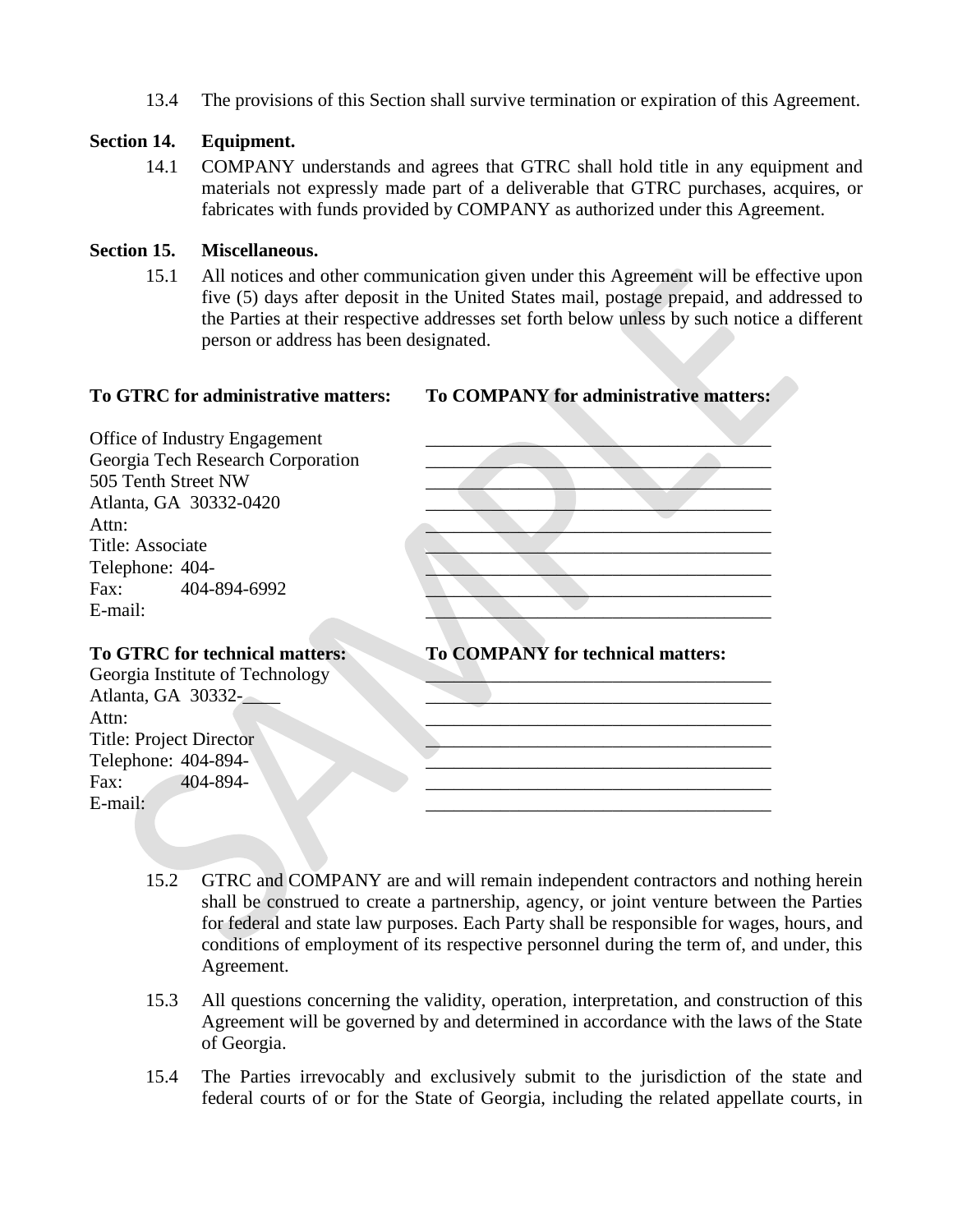13.4 The provisions of this Section shall survive termination or expiration of this Agreement.

**Section 14. Equipment.**

14.1 COMPANY understands and agrees that GTRC shall hold title in any equipment and materials not expressly made part of a deliverable that GTRC purchases, acquires, or fabricates with funds provided by COMPANY as authorized under this Agreement.

**Section 15. Miscellaneous.**

15.1 All notices and other communication given under this Agreement will be effective upon five (5) days after deposit in the United States mail, postage prepaid, and addressed to the Parties at their respective addresses set forth below unless by such notice a different person or address has been designated.

| **To GTRC for administrative matters:** | **To COMPANY for administrative matters:** |
|---|---|
| Office of Industry Engagement | ____________________________________ |
| Georgia Tech Research Corporation | ____________________________________ |
| 505 Tenth Street NW | ____________________________________ |
| Atlanta, GA 30332-0420 | ____________________________________ |
| Attn: | ____________________________________ |
| Title: Associate | ____________________________________ |
| Telephone: 404- | ____________________________________ |
| Fax: 404-894-6992 | ____________________________________ |
| E-mail: | ____________________________________ |

| **To GTRC for technical matters:** | **To COMPANY for technical matters:** |
|---|---|
| Georgia Institute of Technology | ____________________________________ |
| Atlanta, GA 30332-____ | ____________________________________ |
| Attn: | ____________________________________ |
| Title: Project Director | ____________________________________ |
| Telephone: 404-894- | ____________________________________ |
| Fax: 404-894- | ____________________________________ |
| E-mail: | ____________________________________ |

15.2 GTRC and COMPANY are and will remain independent contractors and nothing herein shall be construed to create a partnership, agency, or joint venture between the Parties for federal and state law purposes. Each Party shall be responsible for wages, hours, and conditions of employment of its respective personnel during the term of, and under, this Agreement.

15.3 All questions concerning the validity, operation, interpretation, and construction of this Agreement will be governed by and determined in accordance with the laws of the State of Georgia.

15.4 The Parties irrevocably and exclusively submit to the jurisdiction of the state and federal courts of or for the State of Georgia, including the related appellate courts, in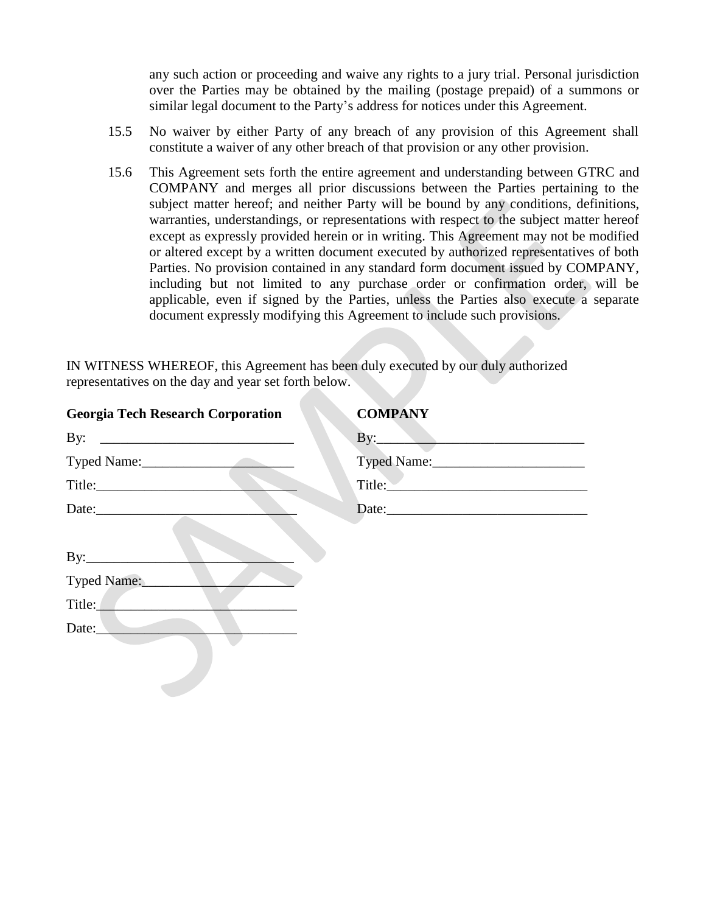any such action or proceeding and waive any rights to a jury trial. Personal jurisdiction over the Parties may be obtained by the mailing (postage prepaid) of a summons or similar legal document to the Party's address for notices under this Agreement.

15.5 No waiver by either Party of any breach of any provision of this Agreement shall constitute a waiver of any other breach of that provision or any other provision.

15.6 This Agreement sets forth the entire agreement and understanding between GTRC and COMPANY and merges all prior discussions between the Parties pertaining to the subject matter hereof; and neither Party will be bound by any conditions, definitions, warranties, understandings, or representations with respect to the subject matter hereof except as expressly provided herein or in writing. This Agreement may not be modified or altered except by a written document executed by authorized representatives of both Parties. No provision contained in any standard form document issued by COMPANY, including but not limited to any purchase order or confirmation order, will be applicable, even if signed by the Parties, unless the Parties also execute a separate document expressly modifying this Agreement to include such provisions.

IN WITNESS WHEREOF, this Agreement has been duly executed by our duly authorized representatives on the day and year set forth below.

| **Georgia Tech Research Corporation** | **COMPANY** |
| --- | --- |
| By: ____________________________ | By:______________________________ |
| Typed Name:_____________________ | Typed Name:______________________ |
| Title:____________________________ | Title:_____________________________ |
| Date:____________________________ | Date:_____________________________ |
| | |
| By:_____________________________ | |
| Typed Name:_____________________ | |
| Title:____________________________ | |
| Date:____________________________ | |

SAMPLE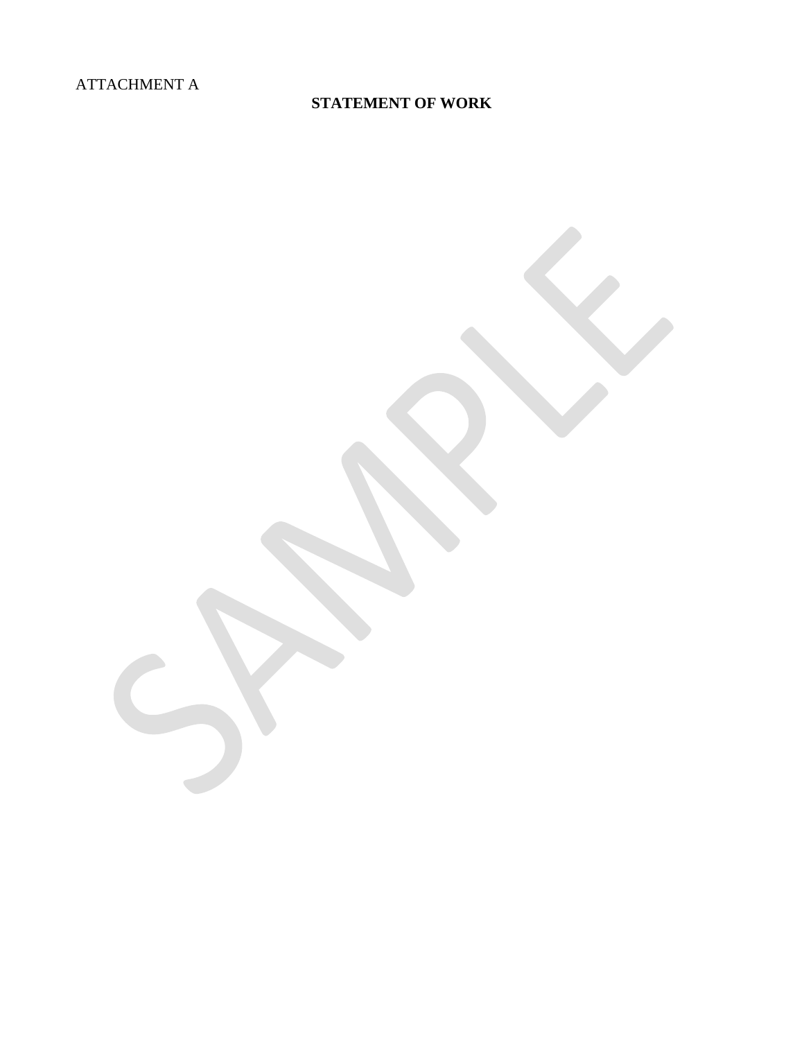ATTACHMENT A

**STATEMENT OF WORK**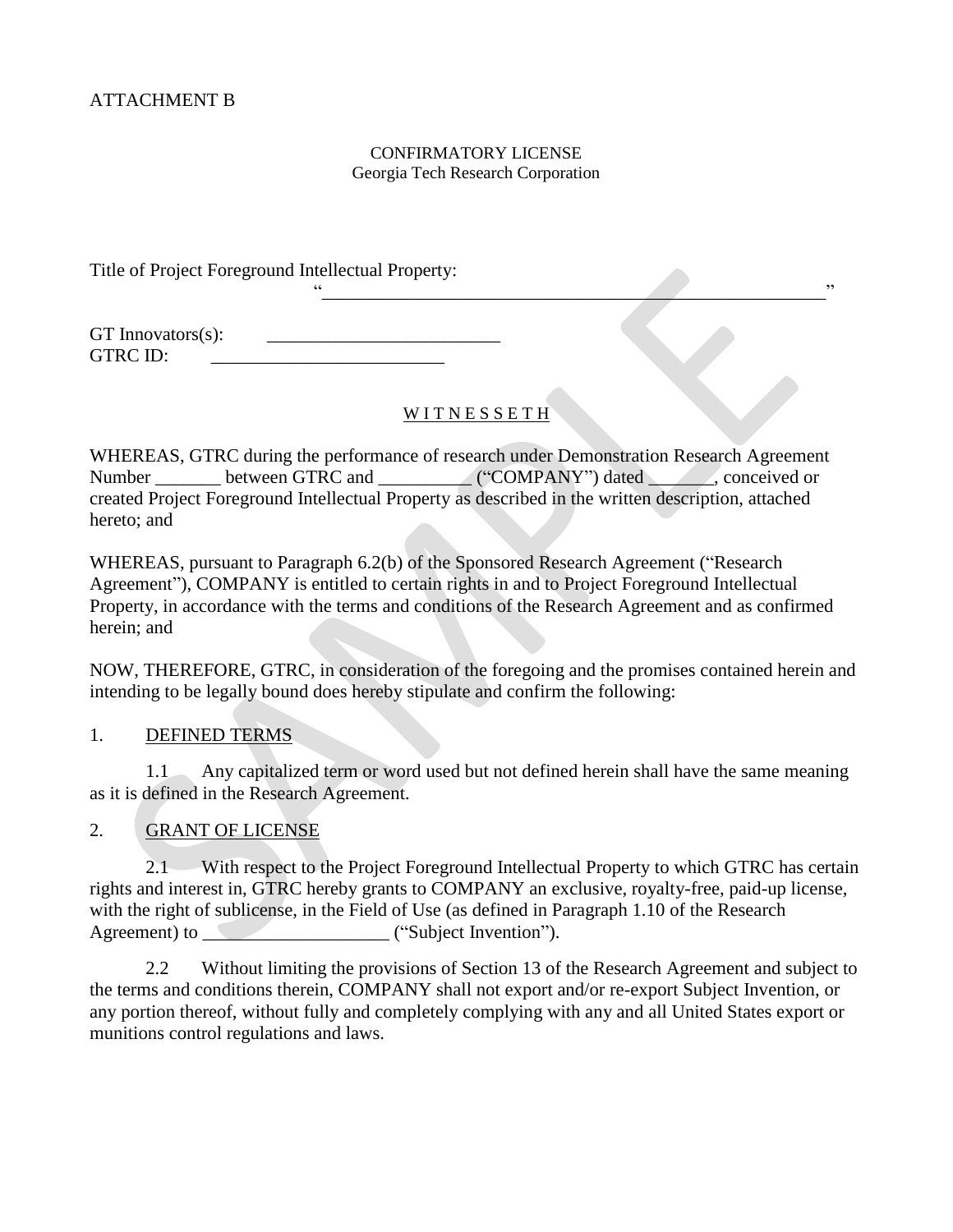ATTACHMENT B

CONFIRMATORY LICENSE
Georgia Tech Research Corporation

Title of Project Foreground Intellectual Property:
"_______________________________________________________"

GT Innovators(s): _________________________
GTRC ID: _________________________

W I T N E S S E T H

WHEREAS, GTRC during the performance of research under Demonstration Research Agreement Number _______ between GTRC and __________ ("COMPANY") dated _______, conceived or created Project Foreground Intellectual Property as described in the written description, attached hereto; and

WHEREAS, pursuant to Paragraph 6.2(b) of the Sponsored Research Agreement ("Research Agreement"), COMPANY is entitled to certain rights in and to Project Foreground Intellectual Property, in accordance with the terms and conditions of the Research Agreement and as confirmed herein; and

NOW, THEREFORE, GTRC, in consideration of the foregoing and the promises contained herein and intending to be legally bound does hereby stipulate and confirm the following:

1. DEFINED TERMS

1.1 Any capitalized term or word used but not defined herein shall have the same meaning as it is defined in the Research Agreement.

2. GRANT OF LICENSE

2.1 With respect to the Project Foreground Intellectual Property to which GTRC has certain rights and interest in, GTRC hereby grants to COMPANY an exclusive, royalty-free, paid-up license, with the right of sublicense, in the Field of Use (as defined in Paragraph 1.10 of the Research Agreement) to ____________________ ("Subject Invention").

2.2 Without limiting the provisions of Section 13 of the Research Agreement and subject to the terms and conditions therein, COMPANY shall not export and/or re-export Subject Invention, or any portion thereof, without fully and completely complying with any and all United States export or munitions control regulations and laws.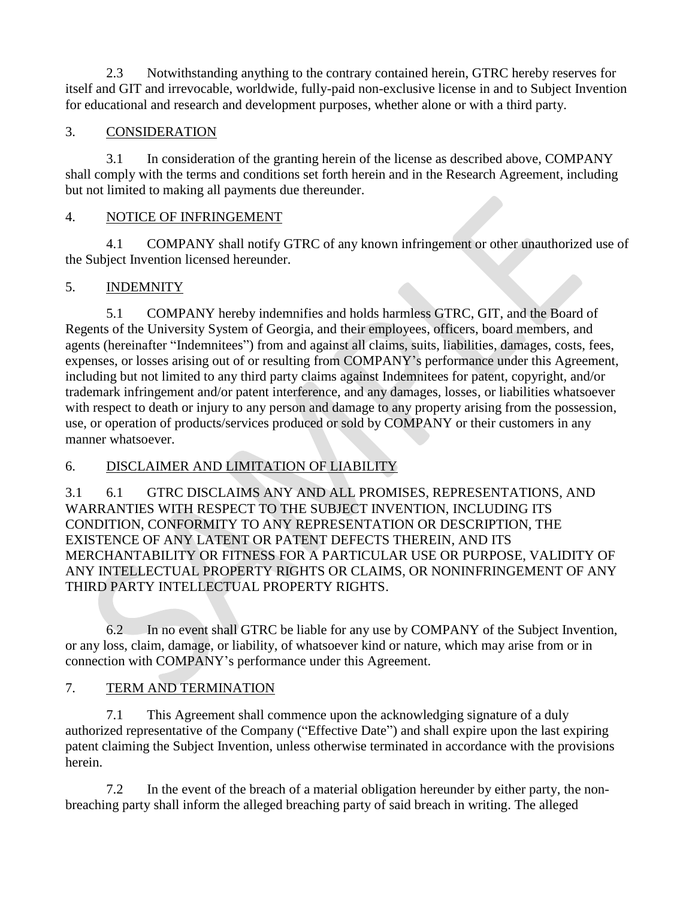2.3 Notwithstanding anything to the contrary contained herein, GTRC hereby reserves for itself and GIT and irrevocable, worldwide, fully-paid non-exclusive license in and to Subject Invention for educational and research and development purposes, whether alone or with a third party.

3. CONSIDERATION

3.1 In consideration of the granting herein of the license as described above, COMPANY shall comply with the terms and conditions set forth herein and in the Research Agreement, including but not limited to making all payments due thereunder.

4. NOTICE OF INFRINGEMENT

4.1 COMPANY shall notify GTRC of any known infringement or other unauthorized use of the Subject Invention licensed hereunder.

5. INDEMNITY

5.1 COMPANY hereby indemnifies and holds harmless GTRC, GIT, and the Board of Regents of the University System of Georgia, and their employees, officers, board members, and agents (hereinafter "Indemnitees") from and against all claims, suits, liabilities, damages, costs, fees, expenses, or losses arising out of or resulting from COMPANY's performance under this Agreement, including but not limited to any third party claims against Indemnitees for patent, copyright, and/or trademark infringement and/or patent interference, and any damages, losses, or liabilities whatsoever with respect to death or injury to any person and damage to any property arising from the possession, use, or operation of products/services produced or sold by COMPANY or their customers in any manner whatsoever.

6. DISCLAIMER AND LIMITATION OF LIABILITY

3.1 6.1 GTRC DISCLAIMS ANY AND ALL PROMISES, REPRESENTATIONS, AND WARRANTIES WITH RESPECT TO THE SUBJECT INVENTION, INCLUDING ITS CONDITION, CONFORMITY TO ANY REPRESENTATION OR DESCRIPTION, THE EXISTENCE OF ANY LATENT OR PATENT DEFECTS THEREIN, AND ITS MERCHANTABILITY OR FITNESS FOR A PARTICULAR USE OR PURPOSE, VALIDITY OF ANY INTELLECTUAL PROPERTY RIGHTS OR CLAIMS, OR NONINFRINGEMENT OF ANY THIRD PARTY INTELLECTUAL PROPERTY RIGHTS.

6.2 In no event shall GTRC be liable for any use by COMPANY of the Subject Invention, or any loss, claim, damage, or liability, of whatsoever kind or nature, which may arise from or in connection with COMPANY's performance under this Agreement.

7. TERM AND TERMINATION

7.1 This Agreement shall commence upon the acknowledging signature of a duly authorized representative of the Company ("Effective Date") and shall expire upon the last expiring patent claiming the Subject Invention, unless otherwise terminated in accordance with the provisions herein.

7.2 In the event of the breach of a material obligation hereunder by either party, the non-breaching party shall inform the alleged breaching party of said breach in writing. The alleged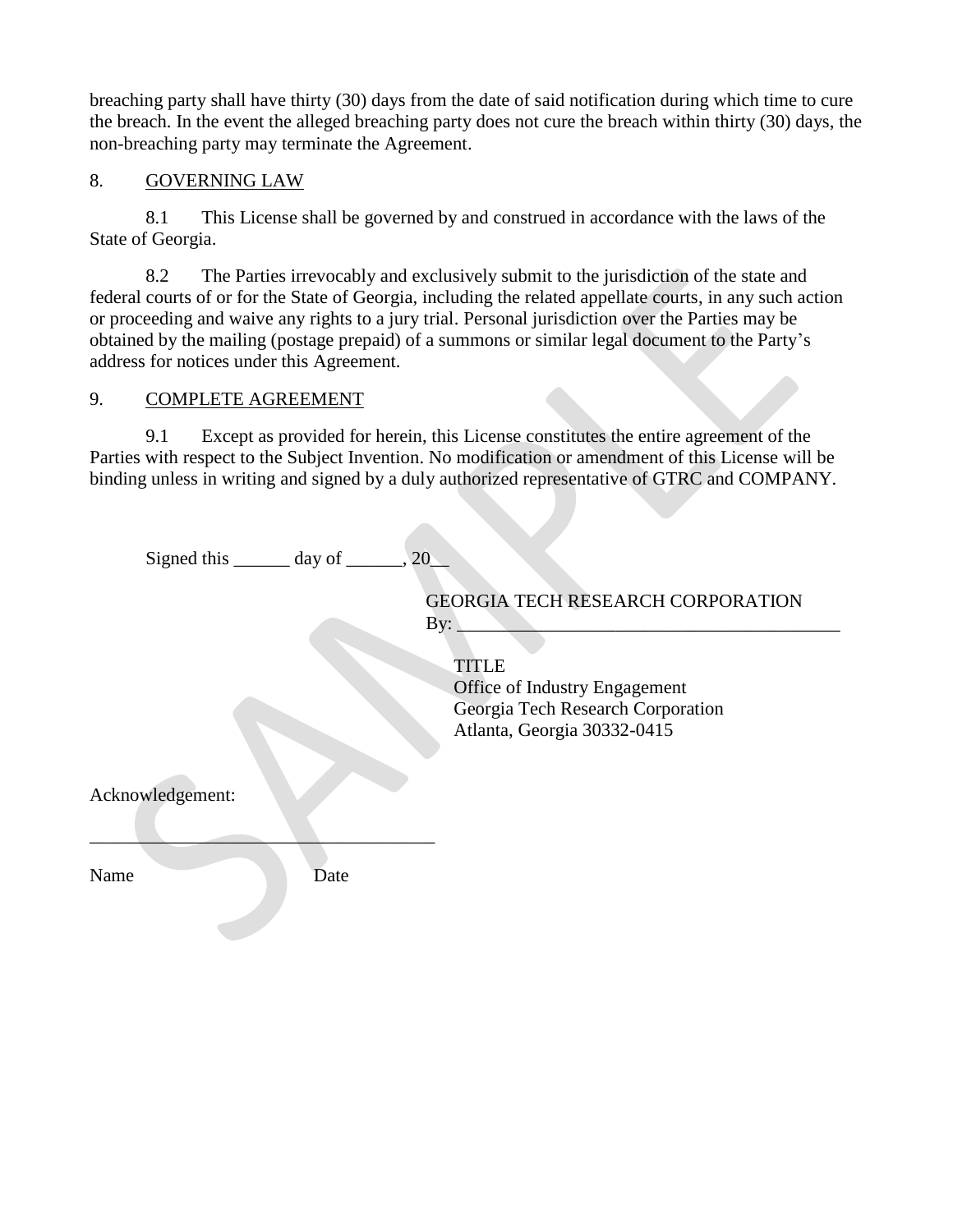breaching party shall have thirty (30) days from the date of said notification during which time to cure the breach. In the event the alleged breaching party does not cure the breach within thirty (30) days, the non-breaching party may terminate the Agreement.

8. GOVERNING LAW

8.1 This License shall be governed by and construed in accordance with the laws of the State of Georgia.

8.2 The Parties irrevocably and exclusively submit to the jurisdiction of the state and federal courts of or for the State of Georgia, including the related appellate courts, in any such action or proceeding and waive any rights to a jury trial. Personal jurisdiction over the Parties may be obtained by the mailing (postage prepaid) of a summons or similar legal document to the Party's address for notices under this Agreement.

9. COMPLETE AGREEMENT

9.1 Except as provided for herein, this License constitutes the entire agreement of the Parties with respect to the Subject Invention. No modification or amendment of this License will be binding unless in writing and signed by a duly authorized representative of GTRC and COMPANY.

Signed this ______ day of ______, 20__

GEORGIA TECH RESEARCH CORPORATION
By: ___________________________________________

TITLE
Office of Industry Engagement
Georgia Tech Research Corporation
Atlanta, Georgia 30332-0415

Acknowledgement:

_____________________________________

Name Date